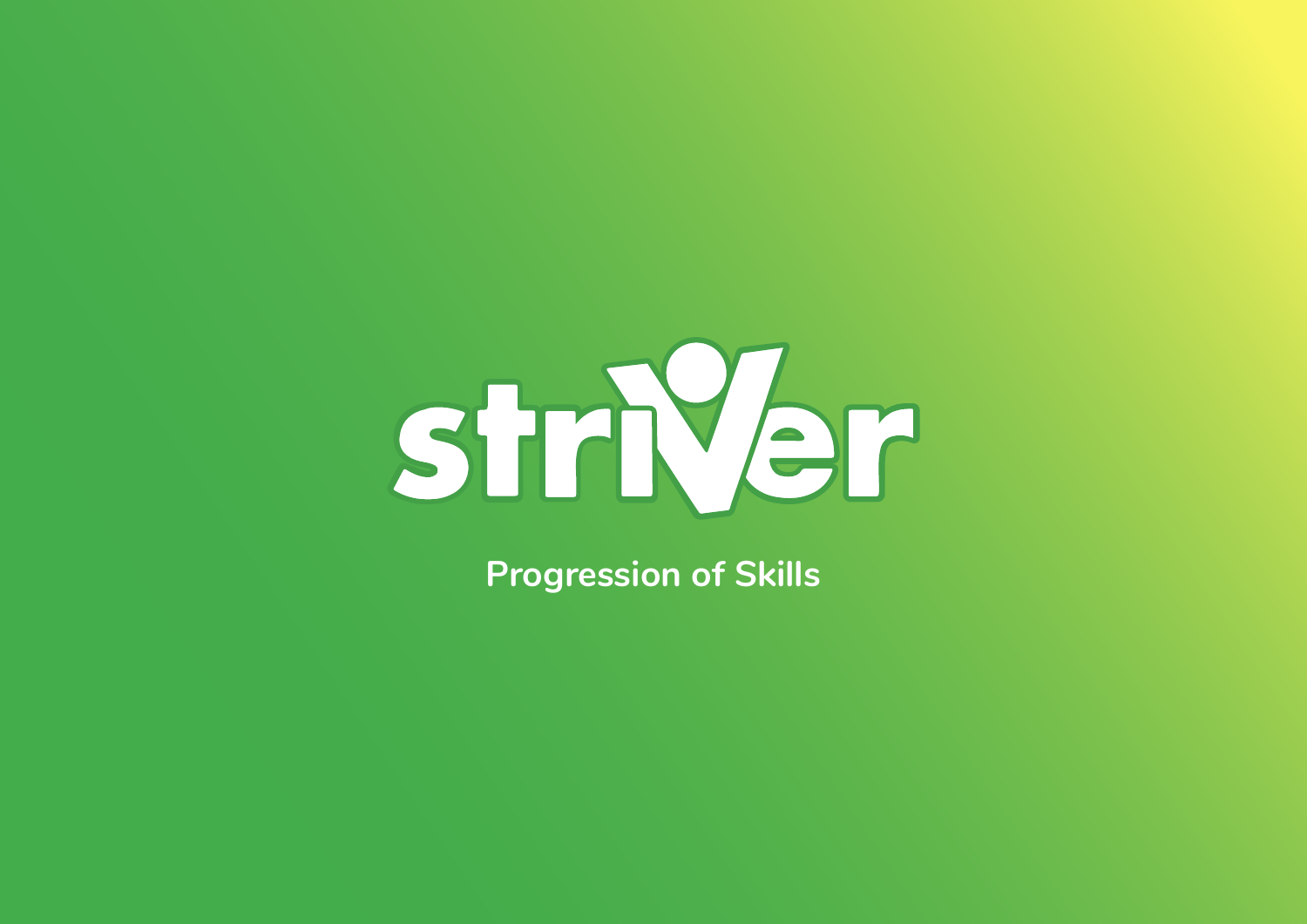# striver

## Progression of Skills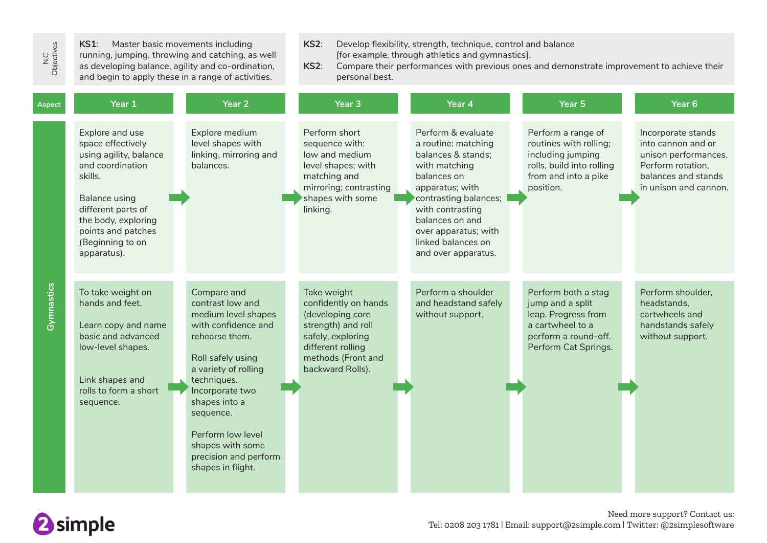| N.C Objectives | KS1: Master basic movements including running, jumping, throwing and catching, as well as developing balance, agility and co-ordination, and begin to apply these in a range of activities. | | KS2: Develop flexibility, strength, technique, control and balance [for example, through athletics and gymnastics]. KS2: Compare their performances with previous ones and demonstrate improvement to achieve their personal best. | | | |
|---|---|---|---|---|---|---|
| **Aspect** | **Year 1** | **Year 2** | **Year 3** | **Year 4** | **Year 5** | **Year 6** |
| Gymnastics | Explore and use space effectively using agility, balance and coordination skills.<br><br>Balance using different parts of the body, exploring points and patches (Beginning to on apparatus). | Explore medium level shapes with linking, mirroring and balances. | Perform short sequence with: low and medium level shapes; with matching and mirroring; contrasting shapes with some linking. | Perform & evaluate a routine: matching balances & stands; with matching balances on apparatus; with contrasting balances; with contrasting balances on and over apparatus; with linked balances on and over apparatus. | Perform a range of routines with rolling; including jumping rolls, build into rolling from and into a pike position. | Incorporate stands into cannon and or unison performances. Perform rotation, balances and stands in unison and cannon. |
| Gymnastics | To take weight on hands and feet.<br><br>Learn copy and name basic and advanced low-level shapes.<br><br>Link shapes and rolls to form a short sequence. | Compare and contrast low and medium level shapes with confidence and rehearse them.<br><br>Roll safely using a variety of rolling techniques. Incorporate two shapes into a sequence.<br><br>Perform low level shapes with some precision and perform shapes in flight. | Take weight confidently on hands (developing core strength) and roll safely, exploring different rolling methods (Front and backward Rolls). | Perform a shoulder and headstand safely without support. | Perform both a stag jump and a split leap. Progress from a cartwheel to a perform a round-off. Perform Cat Springs. | Perform shoulder, headstands, cartwheels and handstands safely without support. |

2simple

Need more support? Contact us:
Tel: 0208 203 1781 | Email: support@2simple.com | Twitter: @2simplesoftware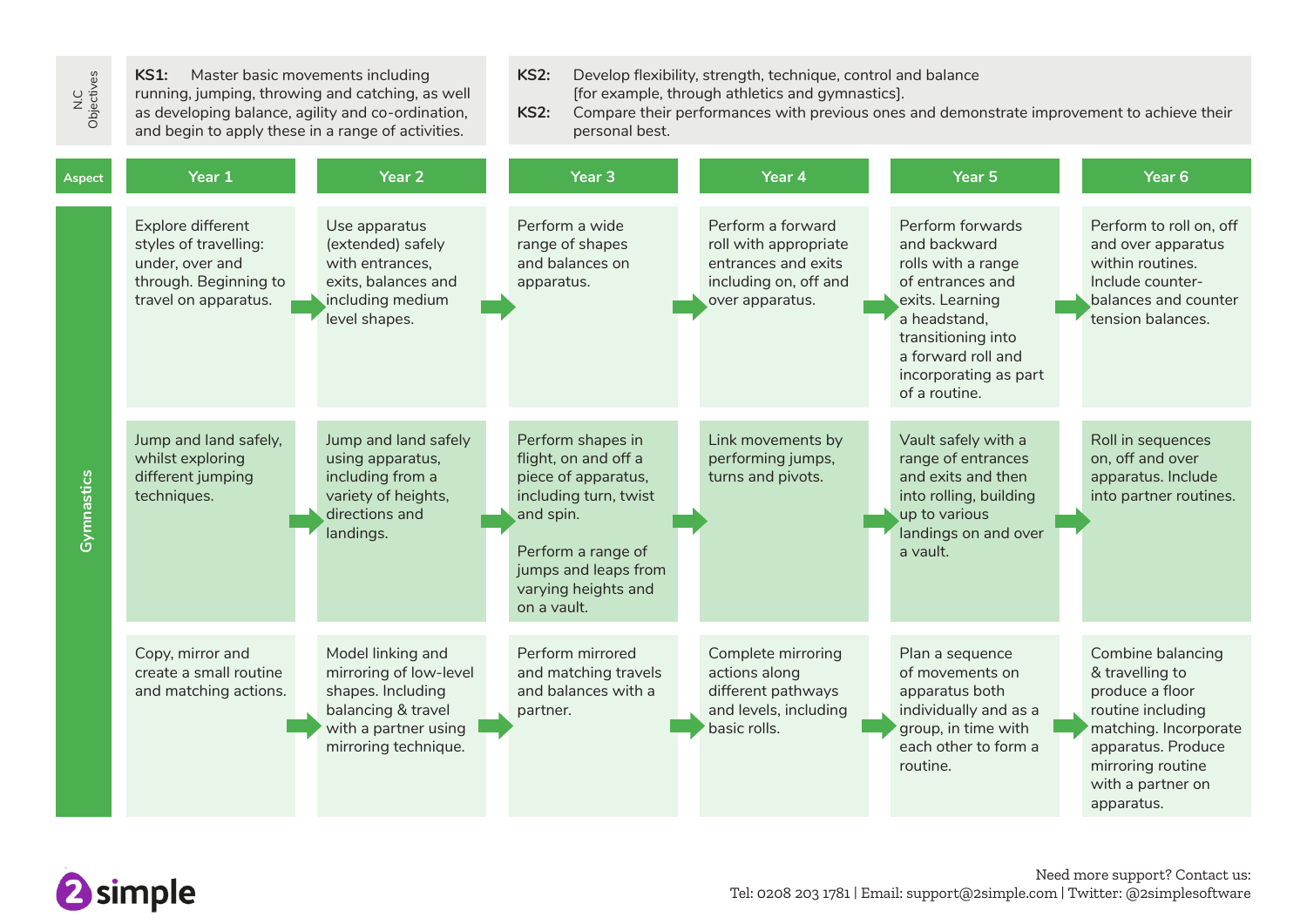| N.C Objectives | KS1: Master basic movements including running, jumping, throwing and catching, as well as developing balance, agility and co-ordination, and begin to apply these in a range of activities. | | KS2: Develop flexibility, strength, technique, control and balance [for example, through athletics and gymnastics]. KS2: Compare their performances with previous ones and demonstrate improvement to achieve their personal best. | | | |
|---|---|---|---|---|---|---|
| **Aspect** | **Year 1** | **Year 2** | **Year 3** | **Year 4** | **Year 5** | **Year 6** |
| Gymnastics | Explore different styles of travelling: under, over and through. Beginning to travel on apparatus. | Use apparatus (extended) safely with entrances, exits, balances and including medium level shapes. | Perform a wide range of shapes and balances on apparatus. | Perform a forward roll with appropriate entrances and exits including on, off and over apparatus. | Perform forwards and backward rolls with a range of entrances and exits. Learning a headstand, transitioning into a forward roll and incorporating as part of a routine. | Perform to roll on, off and over apparatus within routines. Include counter-balances and counter tension balances. |
| Gymnastics | Jump and land safely, whilst exploring different jumping techniques. | Jump and land safely using apparatus, including from a variety of heights, directions and landings. | Perform shapes in flight, on and off a piece of apparatus, including turn, twist and spin. Perform a range of jumps and leaps from varying heights and on a vault. | Link movements by performing jumps, turns and pivots. | Vault safely with a range of entrances and exits and then into rolling, building up to various landings on and over a vault. | Roll in sequences on, off and over apparatus. Include into partner routines. |
| Gymnastics | Copy, mirror and create a small routine and matching actions. | Model linking and mirroring of low-level shapes. Including balancing & travel with a partner using mirroring technique. | Perform mirrored and matching travels and balances with a partner. | Complete mirroring actions along different pathways and levels, including basic rolls. | Plan a sequence of movements on apparatus both individually and as a group, in time with each other to form a routine. | Combine balancing & travelling to produce a floor routine including matching. Incorporate apparatus. Produce mirroring routine with a partner on apparatus. |

2simple

Need more support? Contact us:
Tel: 0208 203 1781 | Email: support@2simple.com | Twitter: @2simplesoftware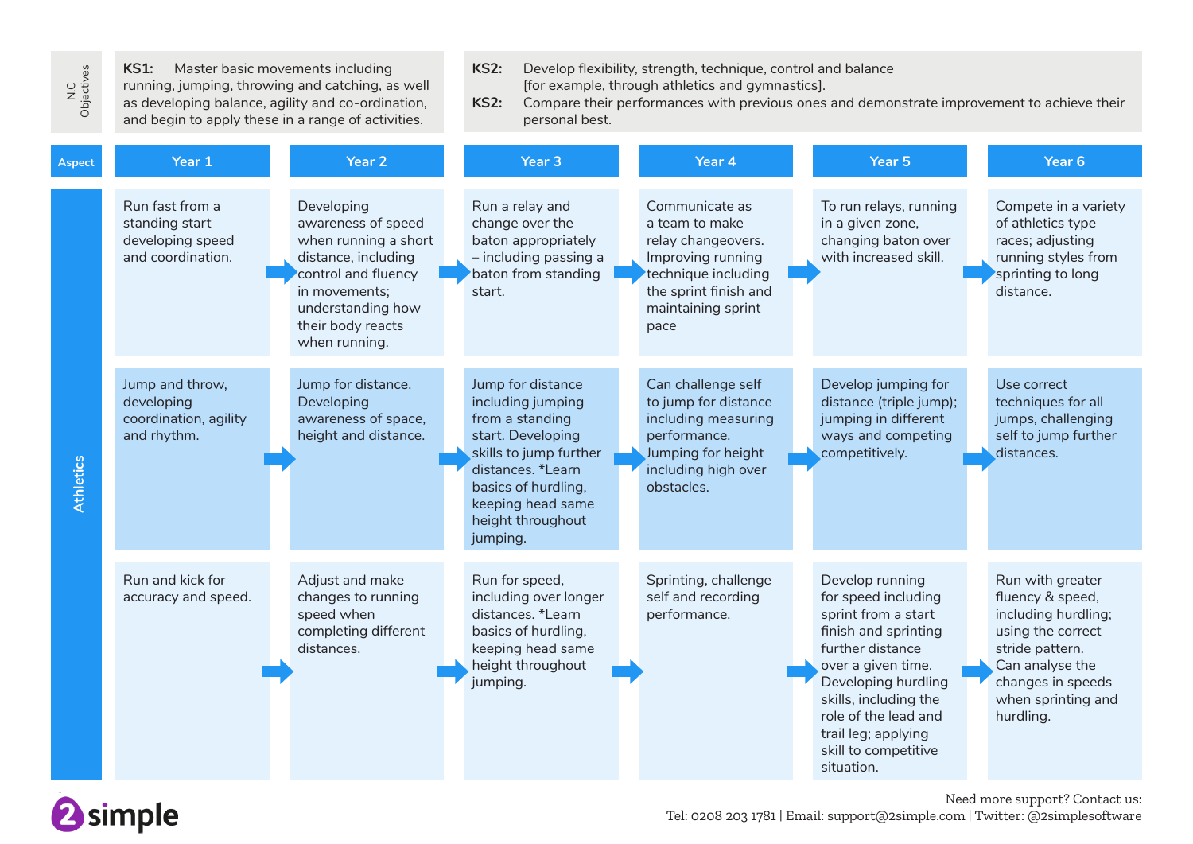| N.C Objectives | **KS1:** Master basic movements including running, jumping, throwing and catching, as well as developing balance, agility and co-ordination, and begin to apply these in a range of activities. | | **KS2:** Develop flexibility, strength, technique, control and balance [for example, through athletics and gymnastics]. **KS2:** Compare their performances with previous ones and demonstrate improvement to achieve their personal best. | | | |
|---|---|---|---|---|---|---|
| **Aspect** | **Year 1** | **Year 2** | **Year 3** | **Year 4** | **Year 5** | **Year 6** |
| **Athletics** | Run fast from a standing start developing speed and coordination. | Developing awareness of speed when running a short distance, including control and fluency in movements; understanding how their body reacts when running. | Run a relay and change over the baton appropriately – including passing a baton from standing start. | Communicate as a team to make relay changeovers. Improving running technique including the sprint finish and maintaining sprint pace | To run relays, running in a given zone, changing baton over with increased skill. | Compete in a variety of athletics type races; adjusting running styles from sprinting to long distance. |
| | Jump and throw, developing coordination, agility and rhythm. | Jump for distance. Developing awareness of space, height and distance. | Jump for distance including jumping from a standing start. Developing skills to jump further distances. *Learn basics of hurdling, keeping head same height throughout jumping. | Can challenge self to jump for distance including measuring performance. Jumping for height including high over obstacles. | Develop jumping for distance (triple jump); jumping in different ways and competing competitively. | Use correct techniques for all jumps, challenging self to jump further distances. |
| | Run and kick for accuracy and speed. | Adjust and make changes to running speed when completing different distances. | Run for speed, including over longer distances. *Learn basics of hurdling, keeping head same height throughout jumping. | Sprinting, challenge self and recording performance. | Develop running for speed including sprint from a start finish and sprinting further distance over a given time. Developing hurdling skills, including the role of the lead and trail leg; applying skill to competitive situation. | Run with greater fluency & speed, including hurdling; using the correct stride pattern. Can analyse the changes in speeds when sprinting and hurdling. |

2simple

Need more support? Contact us:
Tel: 0208 203 1781 | Email: support@2simple.com | Twitter: @2simplesoftware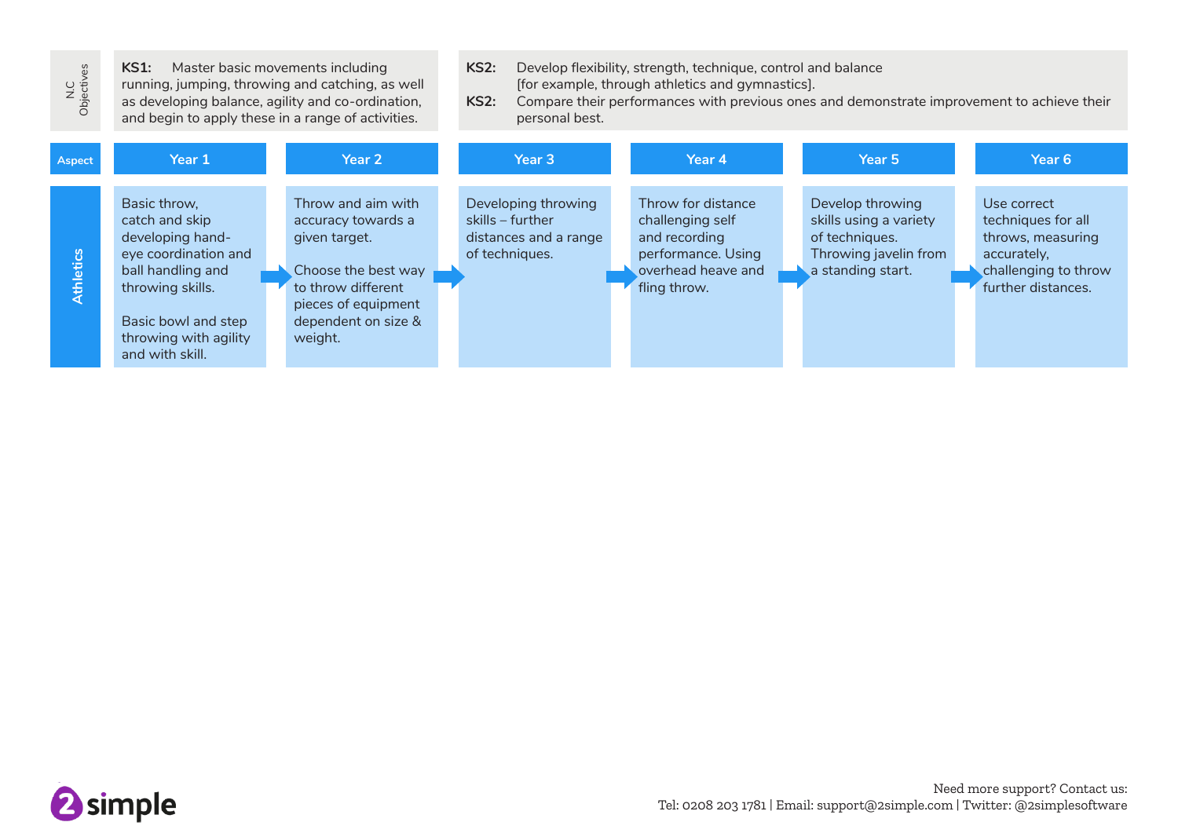| N.C Objectives | KS1: Master basic movements including running, jumping, throwing and catching, as well as developing balance, agility and co-ordination, and begin to apply these in a range of activities. | | KS2: Develop flexibility, strength, technique, control and balance [for example, through athletics and gymnastics]. KS2: Compare their performances with previous ones and demonstrate improvement to achieve their personal best. | | | |
|---|---|---|---|---|---|---|
| **Aspect** | **Year 1** | **Year 2** | **Year 3** | **Year 4** | **Year 5** | **Year 6** |
| **Athletics** | Basic throw, catch and skip developing hand-eye coordination and ball handling and throwing skills.<br><br>Basic bowl and step throwing with agility and with skill. | Throw and aim with accuracy towards a given target.<br><br>Choose the best way to throw different pieces of equipment dependent on size & weight. | Developing throwing skills – further distances and a range of techniques. | Throw for distance challenging self and recording performance. Using overhead heave and fling throw. | Develop throwing skills using a variety of techniques. Throwing javelin from a standing start. | Use correct techniques for all throws, measuring accurately, challenging to throw further distances. |

Need more support? Contact us:
Tel: 0208 203 1781 | Email: support@2simple.com | Twitter: @2simplesoftware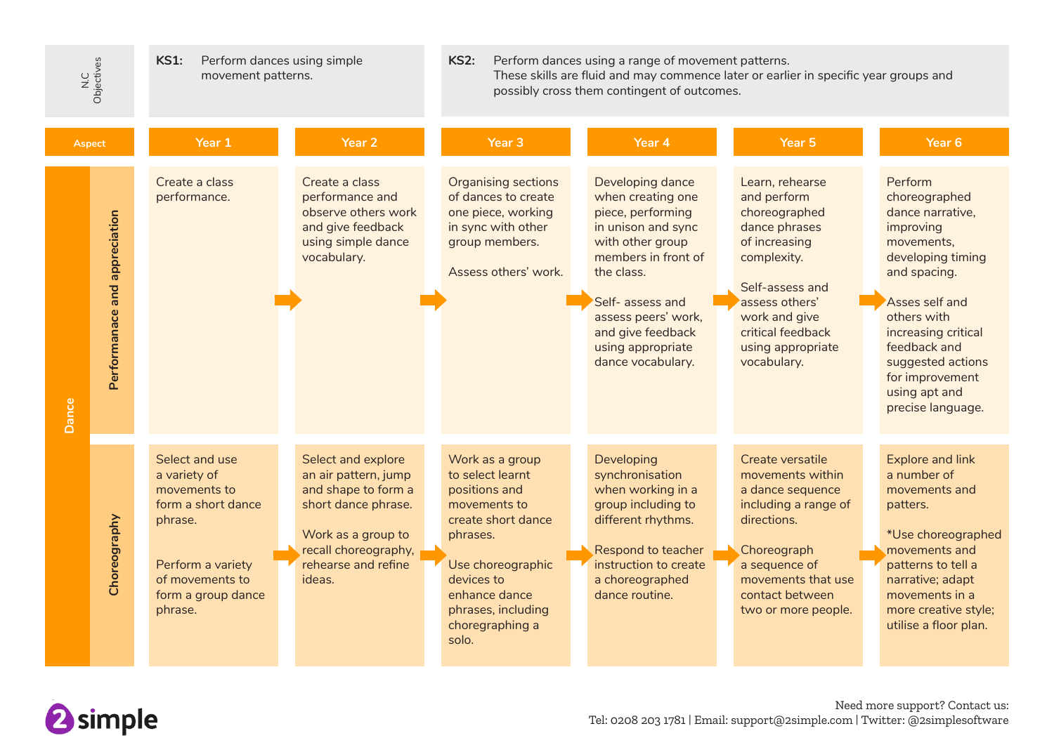| N.C Objectives | | KS1: Perform dances using simple movement patterns. | | KS2: Perform dances using a range of movement patterns. These skills are fluid and may commence later or earlier in specific year groups and possibly cross them contingent of outcomes. | | | |
|---|---|---|---|---|---|---|---|
| **Aspect** | | **Year 1** | **Year 2** | **Year 3** | **Year 4** | **Year 5** | **Year 6** |
| **Dance** | **Performanace and appreciation** | Create a class performance. | Create a class performance and observe others work and give feedback using simple dance vocabulary. | Organising sections of dances to create one piece, working in sync with other group members.<br><br>Assess others' work. | Developing dance when creating one piece, performing in unison and sync with other group members in front of the class.<br><br>Self- assess and assess peers' work, and give feedback using appropriate dance vocabulary. | Learn, rehearse and perform choreographed dance phrases of increasing complexity.<br><br>Self-assess and assess others' work and give critical feedback using appropriate vocabulary. | Perform choreographed dance narrative, improving movements, developing timing and spacing.<br><br>Asses self and others with increasing critical feedback and suggested actions for improvement using apt and precise language. |
| **Dance** | **Choreography** | Select and use a variety of movements to form a short dance phrase.<br><br>Perform a variety of movements to form a group dance phrase. | Select and explore an air pattern, jump and shape to form a short dance phrase.<br><br>Work as a group to recall choreography, rehearse and refine ideas. | Work as a group to select learnt positions and movements to create short dance phrases.<br><br>Use choreographic devices to enhance dance phrases, including choregraphing a solo. | Developing synchronisation when working in a group including to different rhythms.<br><br>Respond to teacher instruction to create a choreographed dance routine. | Create versatile movements within a dance sequence including a range of directions.<br><br>Choreograph a sequence of movements that use contact between two or more people. | Explore and link a number of movements and patters.<br><br>*Use choreographed movements and patterns to tell a narrative; adapt movements in a more creative style; utilise a floor plan. |

Need more support? Contact us:
Tel: 0208 203 1781 | Email: support@2simple.com | Twitter: @2simplesoftware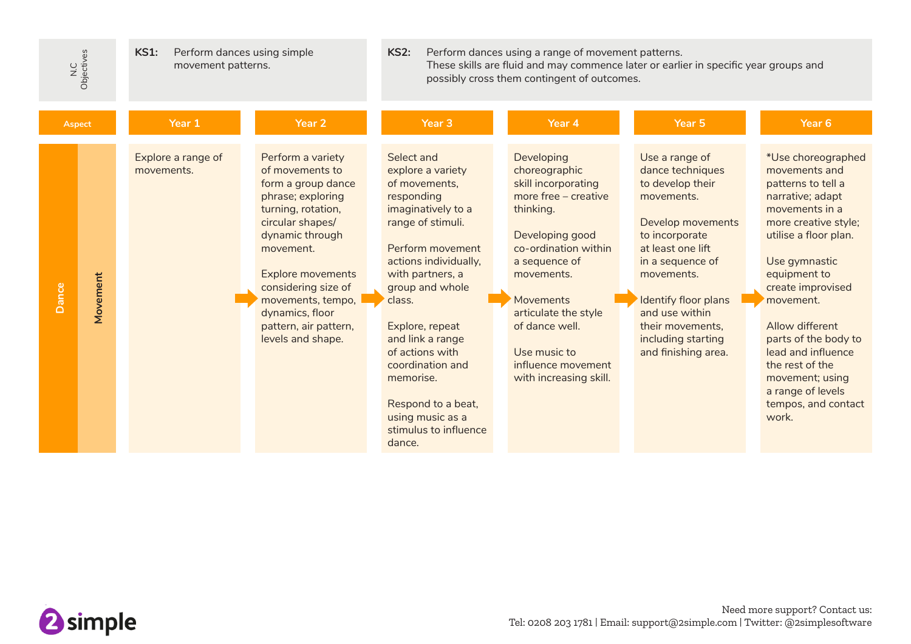| N.C Objectives | KS1: Perform dances using simple movement patterns. | | KS2: Perform dances using a range of movement patterns. These skills are fluid and may commence later or earlier in specific year groups and possibly cross them contingent of outcomes. | | | |
|---|---|---|---|---|---|---|
| **Aspect** | **Year 1** | **Year 2** | **Year 3** | **Year 4** | **Year 5** | **Year 6** |
| **Dance – Movement** | Explore a range of movements. | Perform a variety of movements to form a group dance phrase; exploring turning, rotation, circular shapes/ dynamic through movement.<br><br>Explore movements considering size of movements, tempo, dynamics, floor pattern, air pattern, levels and shape. | Select and explore a variety of movements, responding imaginatively to a range of stimuli.<br><br>Perform movement actions individually, with partners, a group and whole class.<br><br>Explore, repeat and link a range of actions with coordination and memorise.<br><br>Respond to a beat, using music as a stimulus to influence dance. | Developing choreographic skill incorporating more free – creative thinking.<br><br>Developing good co-ordination within a sequence of movements.<br><br>Movements articulate the style of dance well.<br><br>Use music to influence movement with increasing skill. | Use a range of dance techniques to develop their movements.<br><br>Develop movements to incorporate at least one lift in a sequence of movements.<br><br>Identify floor plans and use within their movements, including starting and finishing area. | *Use choreographed movements and patterns to tell a narrative; adapt movements in a more creative style; utilise a floor plan.<br><br>Use gymnastic equipment to create improvised movement.<br><br>Allow different parts of the body to lead and influence the rest of the movement; using a range of levels tempos, and contact work. |

Need more support? Contact us:
Tel: 0208 203 1781 | Email: support@2simple.com | Twitter: @2simplesoftware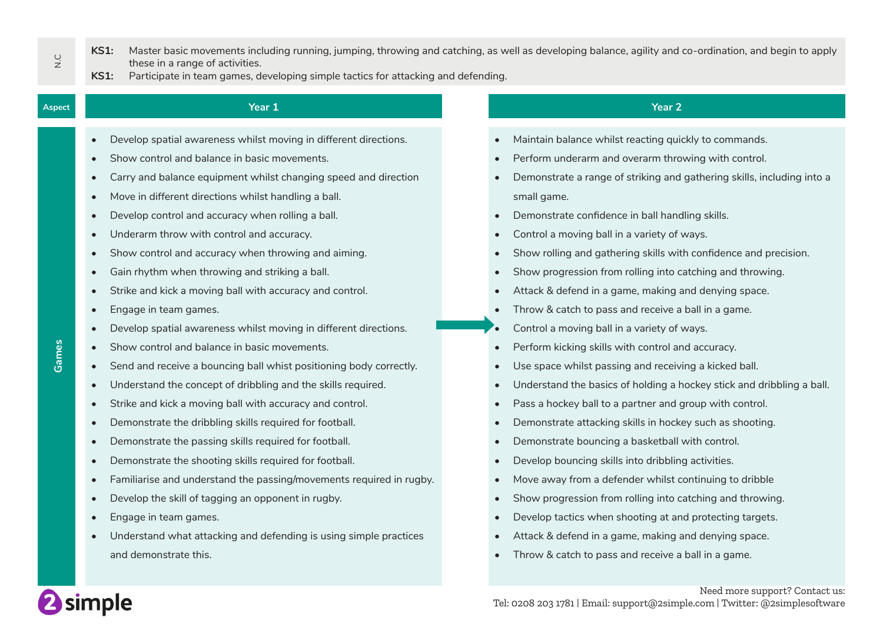| N.C | |
|---|---|
| **KS1:** | Master basic movements including running, jumping, throwing and catching, as well as developing balance, agility and co-ordination, and begin to apply these in a range of activities. |
| **KS1:** | Participate in team games, developing simple tactics for attacking and defending. |

| Aspect | Year 1 | Year 2 |
|---|---|---|
| Games | • Develop spatial awareness whilst moving in different directions.<br>• Show control and balance in basic movements.<br>• Carry and balance equipment whilst changing speed and direction<br>• Move in different directions whilst handling a ball.<br>• Develop control and accuracy when rolling a ball.<br>• Underarm throw with control and accuracy.<br>• Show control and accuracy when throwing and aiming.<br>• Gain rhythm when throwing and striking a ball.<br>• Strike and kick a moving ball with accuracy and control.<br>• Engage in team games.<br>• Develop spatial awareness whilst moving in different directions.<br>• Show control and balance in basic movements.<br>• Send and receive a bouncing ball whist positioning body correctly.<br>• Understand the concept of dribbling and the skills required.<br>• Strike and kick a moving ball with accuracy and control.<br>• Demonstrate the dribbling skills required for football.<br>• Demonstrate the passing skills required for football.<br>• Demonstrate the shooting skills required for football.<br>• Familiarise and understand the passing/movements required in rugby.<br>• Develop the skill of tagging an opponent in rugby.<br>• Engage in team games.<br>• Understand what attacking and defending is using simple practices and demonstrate this. | • Maintain balance whilst reacting quickly to commands.<br>• Perform underarm and overarm throwing with control.<br>• Demonstrate a range of striking and gathering skills, including into a small game.<br>• Demonstrate confidence in ball handling skills.<br>• Control a moving ball in a variety of ways.<br>• Show rolling and gathering skills with confidence and precision.<br>• Show progression from rolling into catching and throwing.<br>• Attack & defend in a game, making and denying space.<br>• Throw & catch to pass and receive a ball in a game.<br>• Control a moving ball in a variety of ways.<br>• Perform kicking skills with control and accuracy.<br>• Use space whilst passing and receiving a kicked ball.<br>• Understand the basics of holding a hockey stick and dribbling a ball.<br>• Pass a hockey ball to a partner and group with control.<br>• Demonstrate attacking skills in hockey such as shooting.<br>• Demonstrate bouncing a basketball with control.<br>• Develop bouncing skills into dribbling activities.<br>• Move away from a defender whilst continuing to dribble<br>• Show progression from rolling into catching and throwing.<br>• Develop tactics when shooting at and protecting targets.<br>• Attack & defend in a game, making and denying space.<br>• Throw & catch to pass and receive a ball in a game. |

2simple

Need more support? Contact us:
Tel: 0208 203 1781 | Email: support@2simple.com | Twitter: @2simplesoftware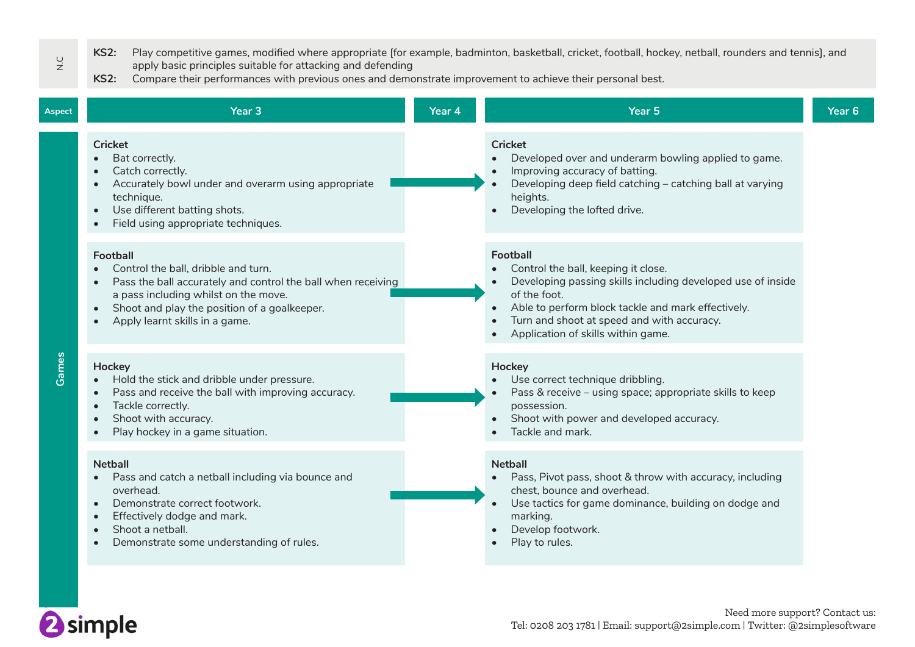| N.C | |
|---|---|
| **KS2:** | Play competitive games, modified where appropriate [for example, badminton, basketball, cricket, football, hockey, netball, rounders and tennis], and apply basic principles suitable for attacking and defending |
| **KS2:** | Compare their performances with previous ones and demonstrate improvement to achieve their personal best. |

| Aspect | Year 3 | Year 4 | Year 5 | Year 6 |
|---|---|---|---|---|
| Games | **Cricket**<br>• Bat correctly.<br>• Catch correctly.<br>• Accurately bowl under and overarm using appropriate technique.<br>• Use different batting shots.<br>• Field using appropriate techniques. | → | **Cricket**<br>• Developed over and underarm bowling applied to game.<br>• Improving accuracy of batting.<br>• Developing deep field catching – catching ball at varying heights.<br>• Developing the lofted drive. | |
| | **Football**<br>• Control the ball, dribble and turn.<br>• Pass the ball accurately and control the ball when receiving a pass including whilst on the move.<br>• Shoot and play the position of a goalkeeper.<br>• Apply learnt skills in a game. | → | **Football**<br>• Control the ball, keeping it close.<br>• Developing passing skills including developed use of inside of the foot.<br>• Able to perform block tackle and mark effectively.<br>• Turn and shoot at speed and with accuracy.<br>• Application of skills within game. | |
| | **Hockey**<br>• Hold the stick and dribble under pressure.<br>• Pass and receive the ball with improving accuracy.<br>• Tackle correctly.<br>• Shoot with accuracy.<br>• Play hockey in a game situation. | → | **Hockey**<br>• Use correct technique dribbling.<br>• Pass & receive – using space; appropriate skills to keep possession.<br>• Shoot with power and developed accuracy.<br>• Tackle and mark. | |
| | **Netball**<br>• Pass and catch a netball including via bounce and overhead.<br>• Demonstrate correct footwork.<br>• Effectively dodge and mark.<br>• Shoot a netball.<br>• Demonstrate some understanding of rules. | → | **Netball**<br>• Pass, Pivot pass, shoot & throw with accuracy, including chest, bounce and overhead.<br>• Use tactics for game dominance, building on dodge and marking.<br>• Develop footwork.<br>• Play to rules. | |

Need more support? Contact us:
Tel: 0208 203 1781 | Email: support@2simple.com | Twitter: @2simplesoftware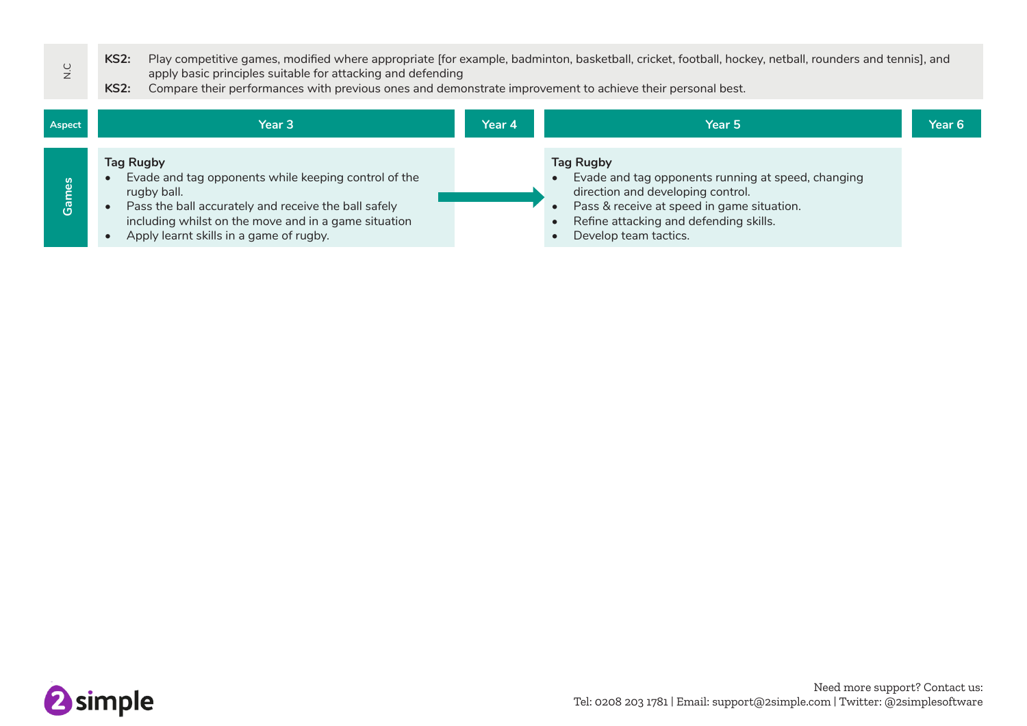| N.C | |
|---|---|
| **KS2:** | Play competitive games, modified where appropriate [for example, badminton, basketball, cricket, football, hockey, netball, rounders and tennis], and apply basic principles suitable for attacking and defending |
| **KS2:** | Compare their performances with previous ones and demonstrate improvement to achieve their personal best. |

| Aspect | Year 3 | Year 4 | Year 5 | Year 6 |
|---|---|---|---|---|
| Games | **Tag Rugby**<br>• Evade and tag opponents while keeping control of the rugby ball.<br>• Pass the ball accurately and receive the ball safely including whilst on the move and in a game situation<br>• Apply learnt skills in a game of rugby. | → | **Tag Rugby**<br>• Evade and tag opponents running at speed, changing direction and developing control.<br>• Pass & receive at speed in game situation.<br>• Refine attacking and defending skills.<br>• Develop team tactics. | |

Need more support? Contact us:
Tel: 0208 203 1781 | Email: support@2simple.com | Twitter: @2simplesoftware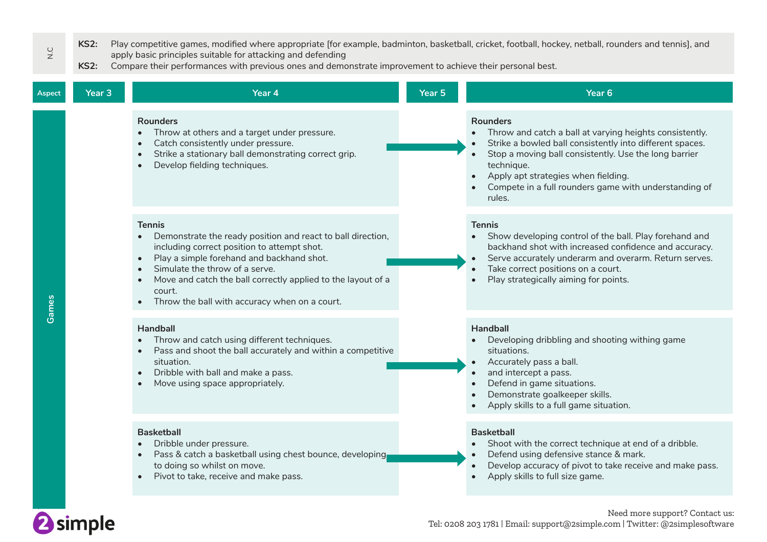| N.C | |
|---|---|
| **KS2:** | Play competitive games, modified where appropriate [for example, badminton, basketball, cricket, football, hockey, netball, rounders and tennis], and apply basic principles suitable for attacking and defending |
| **KS2:** | Compare their performances with previous ones and demonstrate improvement to achieve their personal best. |

| Aspect | Year 3 | Year 4 | Year 5 | Year 6 |
|---|---|---|---|---|
| Games | | **Rounders**<br>• Throw at others and a target under pressure.<br>• Catch consistently under pressure.<br>• Strike a stationary ball demonstrating correct grip.<br>• Develop fielding techniques. | → | **Rounders**<br>• Throw and catch a ball at varying heights consistently.<br>• Strike a bowled ball consistently into different spaces.<br>• Stop a moving ball consistently. Use the long barrier technique.<br>• Apply apt strategies when fielding.<br>• Compete in a full rounders game with understanding of rules. |
| | | **Tennis**<br>• Demonstrate the ready position and react to ball direction, including correct position to attempt shot.<br>• Play a simple forehand and backhand shot.<br>• Simulate the throw of a serve.<br>• Move and catch the ball correctly applied to the layout of a court.<br>• Throw the ball with accuracy when on a court. | → | **Tennis**<br>• Show developing control of the ball. Play forehand and backhand shot with increased confidence and accuracy.<br>• Serve accurately underarm and overarm. Return serves.<br>• Take correct positions on a court.<br>• Play strategically aiming for points. |
| | | **Handball**<br>• Throw and catch using different techniques.<br>• Pass and shoot the ball accurately and within a competitive situation.<br>• Dribble with ball and make a pass.<br>• Move using space appropriately. | → | **Handball**<br>• Developing dribbling and shooting withing game situations.<br>• Accurately pass a ball.<br>• and intercept a pass.<br>• Defend in game situations.<br>• Demonstrate goalkeeper skills.<br>• Apply skills to a full game situation. |
| | | **Basketball**<br>• Dribble under pressure.<br>• Pass & catch a basketball using chest bounce, developing to doing so whilst on move.<br>• Pivot to take, receive and make pass. | → | **Basketball**<br>• Shoot with the correct technique at end of a dribble.<br>• Defend using defensive stance & mark.<br>• Develop accuracy of pivot to take receive and make pass.<br>• Apply skills to full size game. |

2simple

Need more support? Contact us:
Tel: 0208 203 1781 | Email: support@2simple.com | Twitter: @2simplesoftware